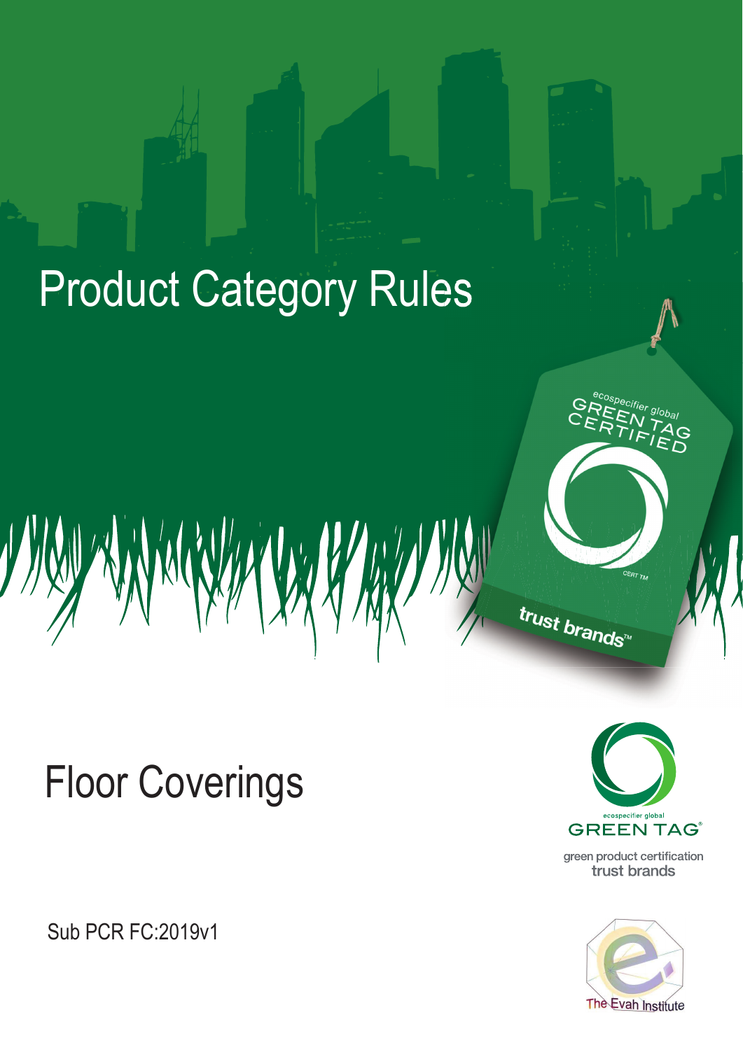# Product Category Rules

## Floor Coverings

Sub PCR FC:2019v1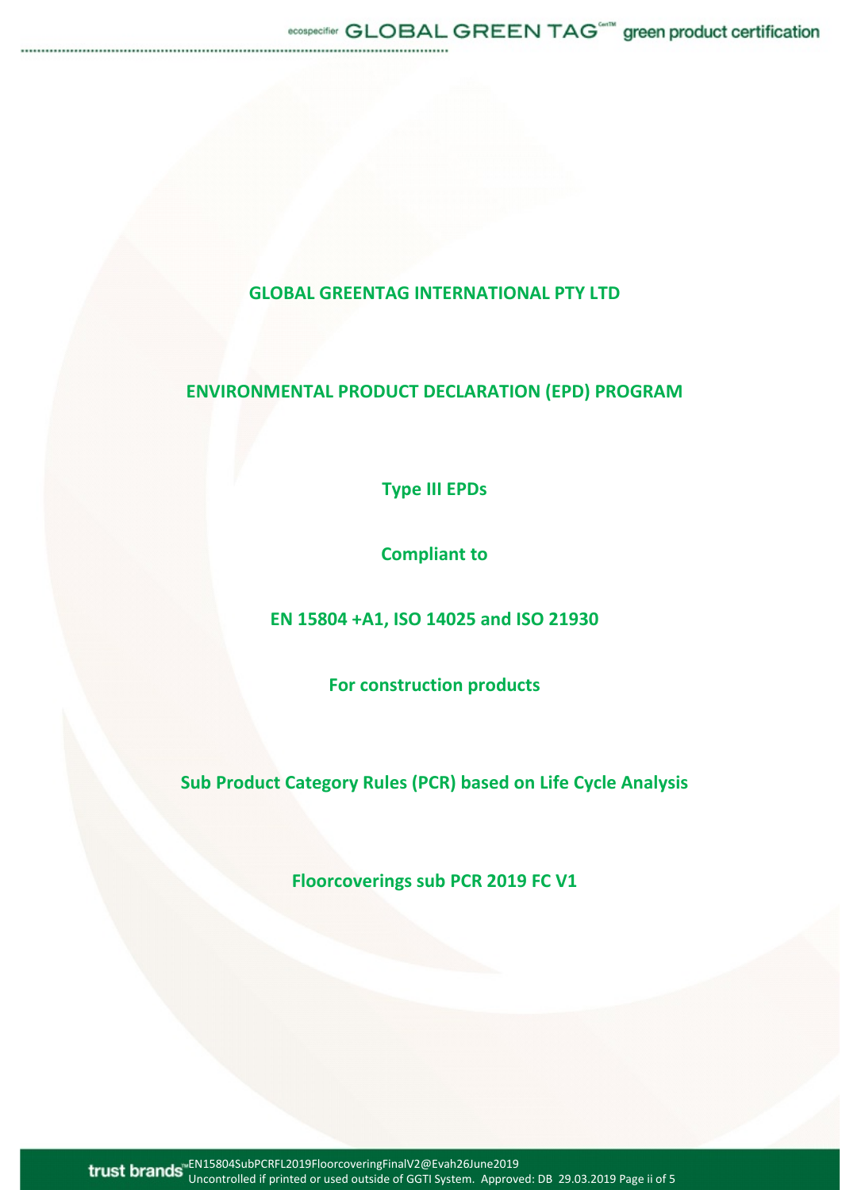# GLOBAL GREENTAG INTERNATIONAL PTY LTD

## ENVIRONMENTAL PRODUCT DECLARATION (EPD) PROGRAM

**Type III EPDs**

**Compliant to**

**EN 15804 +A1, ISO 14025 and ISO 21930**

**For construction products**

**Sub Product Category Rules (PCR) based on Life Cycle Analysis**

**Floorcoverings sub PCR 2019 FC V1**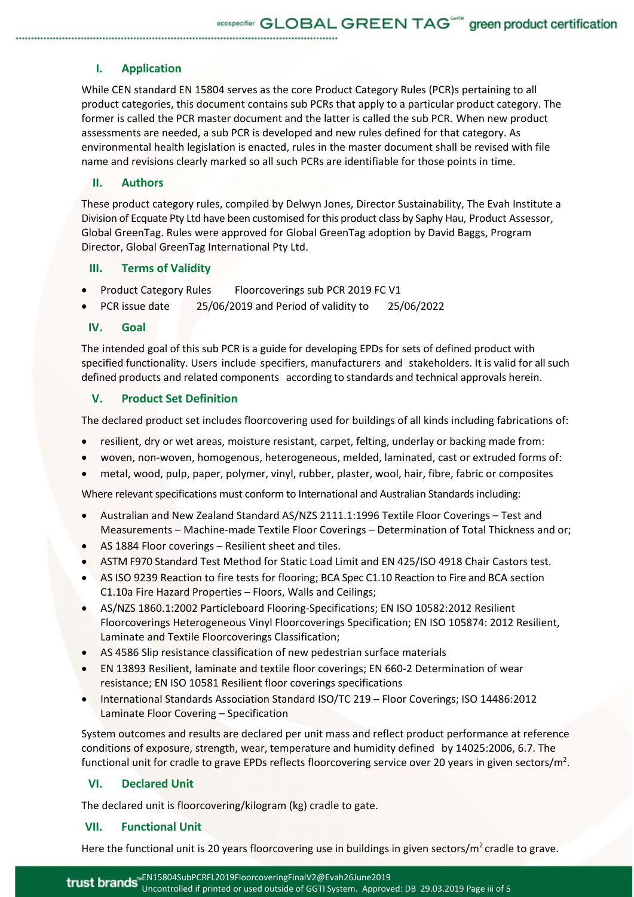## I. Application

While CEN standard EN 15804 serves as the core Product Category Rules (PCR)s pertaining to all product categories, this document contains sub PCRs that apply to a particular product category. The former is called the PCR master document and the latter is called the sub PCR. When new product assessments are needed, a sub PCR is developed and new rules defined for that category. As environmental health legislation is enacted, rules in the master document shall be revised with file name and revisions clearly marked so all such PCRs are identifiable for those points in time.

## II. Authors

These product category rules, compiled by Delwyn Jones, Director Sustainability, The Evah Institute a Division of Ecquate Pty Ltd have been customised for this product class by Saphy Hau, Product Assessor, Global GreenTag. Rules were approved for Global GreenTag adoption by David Baggs, Program Director, Global GreenTag International Pty Ltd.

## III. Terms of Validity

- Product Category Rules Floorcoverings sub PCR 2019 FC V1
- PCR issue date 25/06/2019 and Period of validity to 25/06/2022

## IV. Goal

The intended goal of this sub PCR is a guide for developing EPDs for sets of defined product with specified functionality. Users include specifiers, manufacturers and stakeholders. It is valid for all such defined products and related components according to standards and technical approvals herein.

## V. Product Set Definition

The declared product set includes floorcovering used for buildings of all kinds including fabrications of:

- resilient, dry or wet areas, moisture resistant, carpet, felting, underlay or backing made from:
- woven, non-woven, homogenous, heterogeneous, melded, laminated, cast or extruded forms of:
- metal, wood, pulp, paper, polymer, vinyl, rubber, plaster, wool, hair, fibre, fabric or composites

Where relevant specifications must conform to International and Australian Standards including:

- Australian and New Zealand Standard AS/NZS 2111.1:1996 Textile Floor Coverings – Test and Measurements – Machine-made Textile Floor Coverings – Determination of Total Thickness and or;
- AS 1884 Floor coverings – Resilient sheet and tiles.
- ASTM F970 Standard Test Method for Static Load Limit and EN 425/ISO 4918 Chair Castors test.
- AS ISO 9239 Reaction to fire tests for flooring; BCA Spec C1.10 Reaction to Fire and BCA section C1.10a Fire Hazard Properties – Floors, Walls and Ceilings;
- AS/NZS 1860.1:2002 Particleboard Flooring-Specifications; EN ISO 10582:2012 Resilient Floorcoverings Heterogeneous Vinyl Floorcoverings Specification; EN ISO 105874: 2012 Resilient, Laminate and Textile Floorcoverings Classification;
- AS 4586 Slip resistance classification of new pedestrian surface materials
- EN 13893 Resilient, laminate and textile floor coverings; EN 660-2 Determination of wear resistance; EN ISO 10581 Resilient floor coverings specifications
- International Standards Association Standard ISO/TC 219 – Floor Coverings; ISO 14486:2012 Laminate Floor Covering – Specification

System outcomes and results are declared per unit mass and reflect product performance at reference conditions of exposure, strength, wear, temperature and humidity defined by 14025:2006, 6.7. The functional unit for cradle to grave EPDs reflects floorcovering service over 20 years in given sectors/$m^2$.

## VI. Declared Unit

The declared unit is floorcovering/kilogram (kg) cradle to gate.

## VII. Functional Unit

Here the functional unit is 20 years floorcovering use in buildings in given sectors/$m^2$ cradle to grave.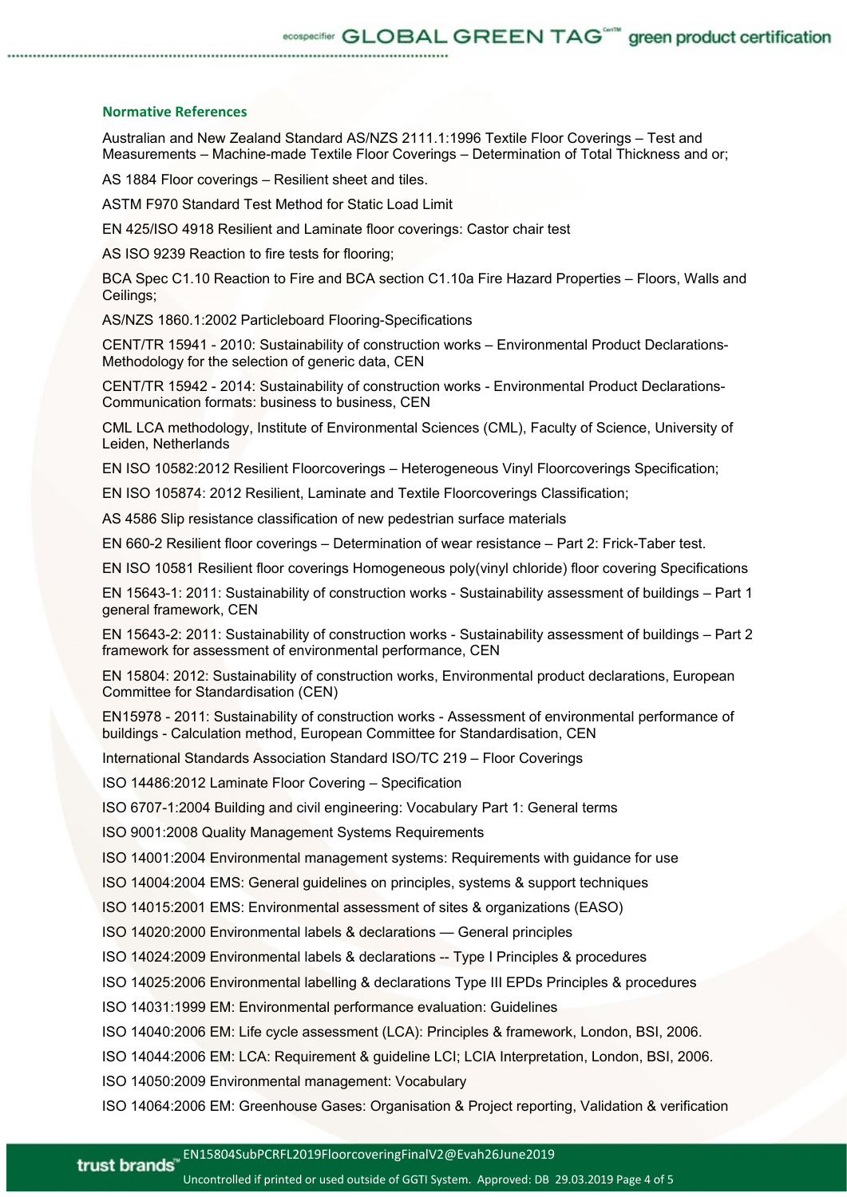### Normative References

Australian and New Zealand Standard AS/NZS 2111.1:1996 Textile Floor Coverings – Test and Measurements – Machine-made Textile Floor Coverings – Determination of Total Thickness and or;

AS 1884 Floor coverings – Resilient sheet and tiles.

ASTM F970 Standard Test Method for Static Load Limit

EN 425/ISO 4918 Resilient and Laminate floor coverings: Castor chair test

AS ISO 9239 Reaction to fire tests for flooring;

BCA Spec C1.10 Reaction to Fire and BCA section C1.10a Fire Hazard Properties – Floors, Walls and Ceilings;

AS/NZS 1860.1:2002 Particleboard Flooring-Specifications

CENT/TR 15941 - 2010: Sustainability of construction works – Environmental Product Declarations- Methodology for the selection of generic data, CEN

CENT/TR 15942 - 2014: Sustainability of construction works - Environmental Product Declarations- Communication formats: business to business, CEN

CML LCA methodology, Institute of Environmental Sciences (CML), Faculty of Science, University of Leiden, Netherlands

EN ISO 10582:2012 Resilient Floorcoverings – Heterogeneous Vinyl Floorcoverings Specification;

EN ISO 105874: 2012 Resilient, Laminate and Textile Floorcoverings Classification;

AS 4586 Slip resistance classification of new pedestrian surface materials

EN 660-2 Resilient floor coverings – Determination of wear resistance – Part 2: Frick-Taber test.

EN ISO 10581 Resilient floor coverings Homogeneous poly(vinyl chloride) floor covering Specifications

EN 15643-1: 2011: Sustainability of construction works - Sustainability assessment of buildings – Part 1 general framework, CEN

EN 15643-2: 2011: Sustainability of construction works - Sustainability assessment of buildings – Part 2 framework for assessment of environmental performance, CEN

EN 15804: 2012: Sustainability of construction works, Environmental product declarations, European Committee for Standardisation (CEN)

EN15978 - 2011: Sustainability of construction works - Assessment of environmental performance of buildings - Calculation method, European Committee for Standardisation, CEN

International Standards Association Standard ISO/TC 219 – Floor Coverings

ISO 14486:2012 Laminate Floor Covering – Specification

ISO 6707-1:2004 Building and civil engineering: Vocabulary Part 1: General terms

ISO 9001:2008 Quality Management Systems Requirements

ISO 14001:2004 Environmental management systems: Requirements with guidance for use

ISO 14004:2004 EMS: General guidelines on principles, systems & support techniques

ISO 14015:2001 EMS: Environmental assessment of sites & organizations (EASO)

ISO 14020:2000 Environmental labels & declarations — General principles

ISO 14024:2009 Environmental labels & declarations -- Type I Principles & procedures

ISO 14025:2006 Environmental labelling & declarations Type III EPDs Principles & procedures

ISO 14031:1999 EM: Environmental performance evaluation: Guidelines

ISO 14040:2006 EM: Life cycle assessment (LCA): Principles & framework, London, BSI, 2006.

ISO 14044:2006 EM: LCA: Requirement & guideline LCI; LCIA Interpretation, London, BSI, 2006.

ISO 14050:2009 Environmental management: Vocabulary

ISO 14064:2006 EM: Greenhouse Gases: Organisation & Project reporting, Validation & verification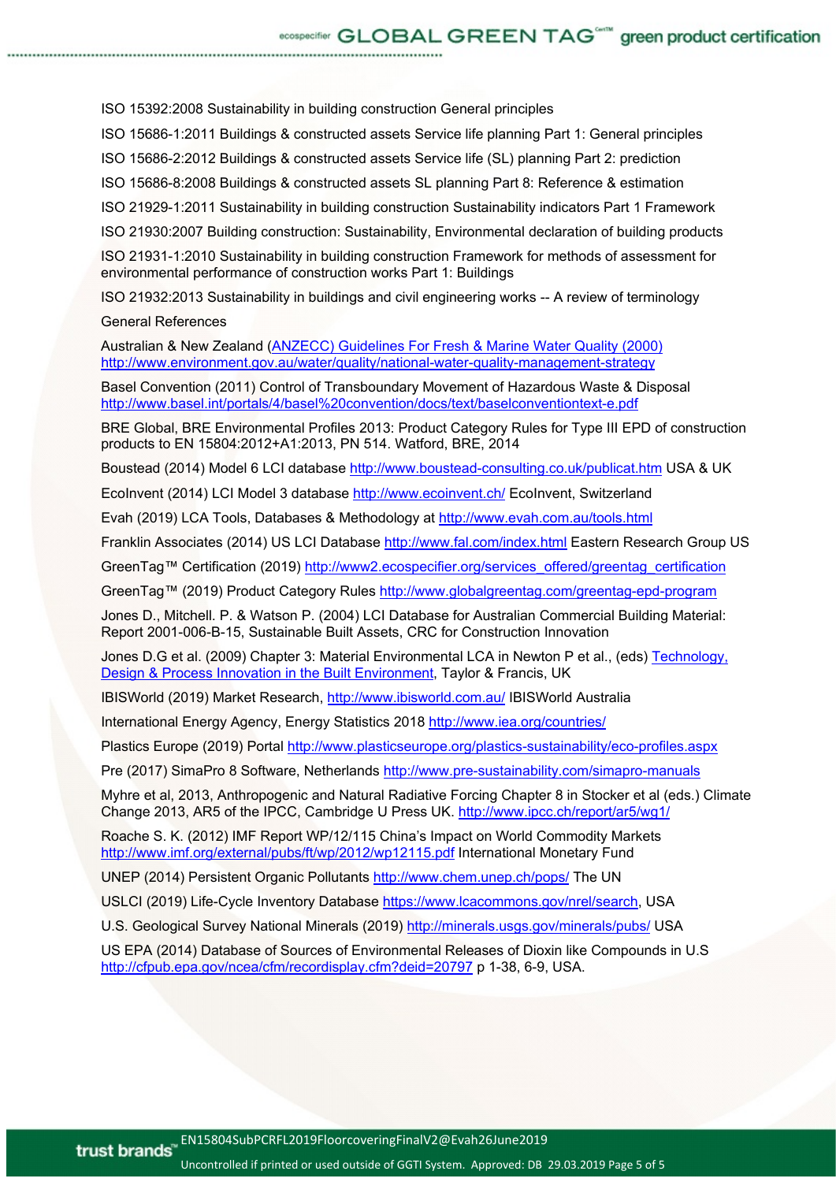ISO 15392:2008 Sustainability in building construction General principles

ISO 15686-1:2011 Buildings & constructed assets Service life planning Part 1: General principles

ISO 15686-2:2012 Buildings & constructed assets Service life (SL) planning Part 2: prediction

ISO 15686-8:2008 Buildings & constructed assets SL planning Part 8: Reference & estimation

ISO 21929-1:2011 Sustainability in building construction Sustainability indicators Part 1 Framework

ISO 21930:2007 Building construction: Sustainability, Environmental declaration of building products

ISO 21931-1:2010 Sustainability in building construction Framework for methods of assessment for environmental performance of construction works Part 1: Buildings

ISO 21932:2013 Sustainability in buildings and civil engineering works -- A review of terminology

General References

Australian & New Zealand (ANZECC) Guidelines For Fresh & Marine Water Quality (2000) http://www.environment.gov.au/water/quality/national-water-quality-management-strategy

Basel Convention (2011) Control of Transboundary Movement of Hazardous Waste & Disposal http://www.basel.int/portals/4/basel%20convention/docs/text/baselconventiontext-e.pdf

BRE Global, BRE Environmental Profiles 2013: Product Category Rules for Type III EPD of construction products to EN 15804:2012+A1:2013, PN 514. Watford, BRE, 2014

Boustead (2014) Model 6 LCI database http://www.boustead-consulting.co.uk/publicat.htm USA & UK

EcoInvent (2014) LCI Model 3 database http://www.ecoinvent.ch/ EcoInvent, Switzerland

Evah (2019) LCA Tools, Databases & Methodology at http://www.evah.com.au/tools.html

Franklin Associates (2014) US LCI Database http://www.fal.com/index.html Eastern Research Group US

GreenTag™ Certification (2019) http://www2.ecospecifier.org/services_offered/greentag_certification

GreenTag™ (2019) Product Category Rules http://www.globalgreentag.com/greentag-epd-program

Jones D., Mitchell. P. & Watson P. (2004) LCI Database for Australian Commercial Building Material: Report 2001-006-B-15, Sustainable Built Assets, CRC for Construction Innovation

Jones D.G et al. (2009) Chapter 3: Material Environmental LCA in Newton P et al., (eds) Technology, Design & Process Innovation in the Built Environment, Taylor & Francis, UK

IBISWorld (2019) Market Research, http://www.ibisworld.com.au/ IBISWorld Australia

International Energy Agency, Energy Statistics 2018 http://www.iea.org/countries/

Plastics Europe (2019) Portal http://www.plasticseurope.org/plastics-sustainability/eco-profiles.aspx

Pre (2017) SimaPro 8 Software, Netherlands http://www.pre-sustainability.com/simapro-manuals

Myhre et al, 2013, Anthropogenic and Natural Radiative Forcing Chapter 8 in Stocker et al (eds.) Climate Change 2013, AR5 of the IPCC, Cambridge U Press UK. http://www.ipcc.ch/report/ar5/wg1/

Roache S. K. (2012) IMF Report WP/12/115 China's Impact on World Commodity Markets http://www.imf.org/external/pubs/ft/wp/2012/wp12115.pdf International Monetary Fund

UNEP (2014) Persistent Organic Pollutants http://www.chem.unep.ch/pops/ The UN

USLCI (2019) Life-Cycle Inventory Database https://www.lcacommons.gov/nrel/search, USA

U.S. Geological Survey National Minerals (2019) http://minerals.usgs.gov/minerals/pubs/ USA

US EPA (2014) Database of Sources of Environmental Releases of Dioxin like Compounds in U.S http://cfpub.epa.gov/ncea/cfm/recordisplay.cfm?deid=20797 p 1-38, 6-9, USA.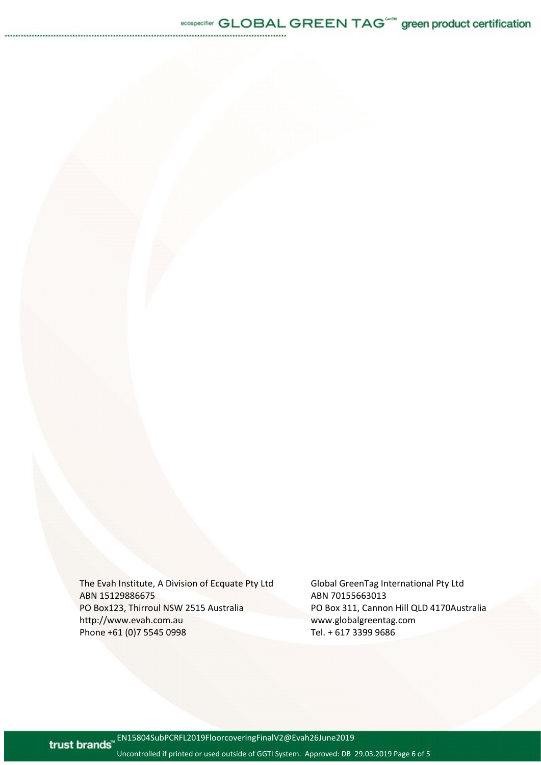The Evah Institute, A Division of Ecquate Pty Ltd
ABN 15129886675
PO Box123, Thirroul NSW 2515 Australia
http://www.evah.com.au
Phone +61 (0)7 5545 0998

Global GreenTag International Pty Ltd
ABN 70155663013
PO Box 311, Cannon Hill QLD 4170Australia
www.globalgreentag.com
Tel. + 617 3399 9686